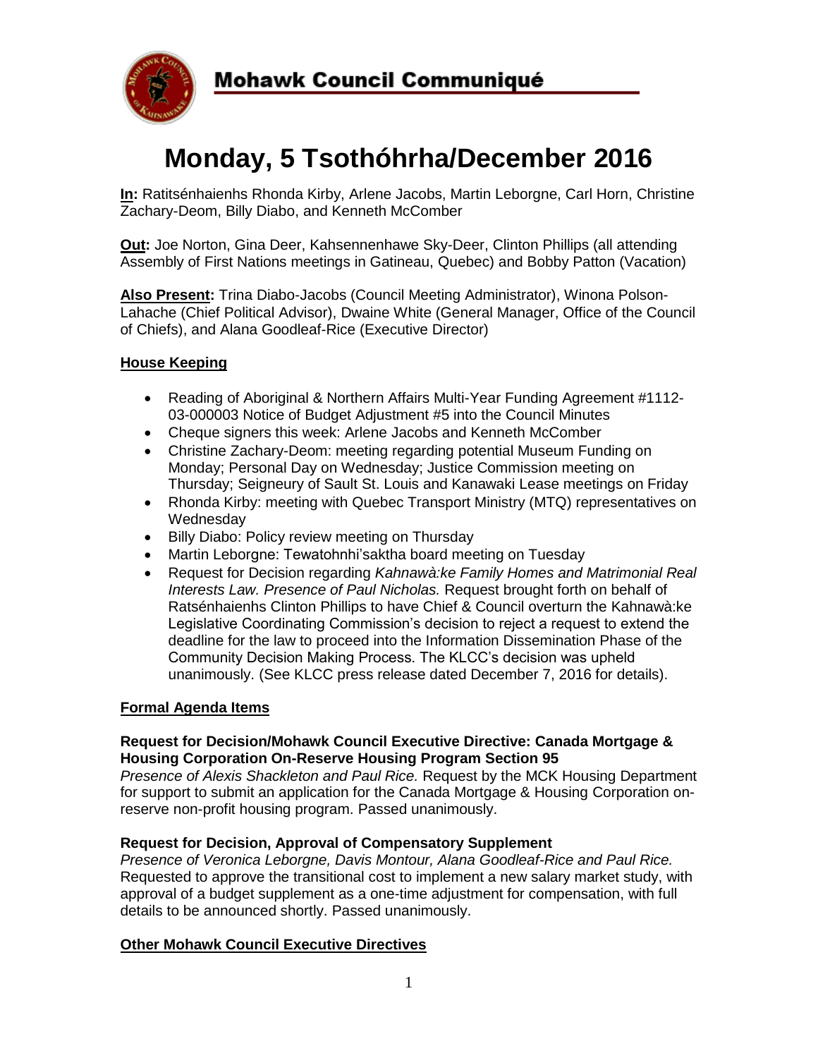# Mohawk Council Communiqué

# Monday, 5 Tsothóhrha/December 2016

**In:** Ratitsénhaienhs Rhonda Kirby, Arlene Jacobs, Martin Leborgne, Carl Horn, Christine Zachary-Deom, Billy Diabo, and Kenneth McComber

**Out:** Joe Norton, Gina Deer, Kahsennenhawe Sky-Deer, Clinton Phillips (all attending Assembly of First Nations meetings in Gatineau, Quebec) and Bobby Patton (Vacation)

**Also Present:** Trina Diabo-Jacobs (Council Meeting Administrator), Winona Polson-Lahache (Chief Political Advisor), Dwaine White (General Manager, Office of the Council of Chiefs), and Alana Goodleaf-Rice (Executive Director)

## House Keeping

- Reading of Aboriginal & Northern Affairs Multi-Year Funding Agreement #1112-03-000003 Notice of Budget Adjustment #5 into the Council Minutes
- Cheque signers this week: Arlene Jacobs and Kenneth McComber
- Christine Zachary-Deom: meeting regarding potential Museum Funding on Monday; Personal Day on Wednesday; Justice Commission meeting on Thursday; Seigneury of Sault St. Louis and Kanawaki Lease meetings on Friday
- Rhonda Kirby: meeting with Quebec Transport Ministry (MTQ) representatives on Wednesday
- Billy Diabo: Policy review meeting on Thursday
- Martin Leborgne: Tewatohnhi'saktha board meeting on Tuesday
- Request for Decision regarding *Kahnawà:ke Family Homes and Matrimonial Real Interests Law. Presence of Paul Nicholas.* Request brought forth on behalf of Ratsénhaienhs Clinton Phillips to have Chief & Council overturn the Kahnawà:ke Legislative Coordinating Commission's decision to reject a request to extend the deadline for the law to proceed into the Information Dissemination Phase of the Community Decision Making Process. The KLCC's decision was upheld unanimously. (See KLCC press release dated December 7, 2016 for details).

## Formal Agenda Items

### Request for Decision/Mohawk Council Executive Directive: Canada Mortgage & Housing Corporation On-Reserve Housing Program Section 95

*Presence of Alexis Shackleton and Paul Rice.* Request by the MCK Housing Department for support to submit an application for the Canada Mortgage & Housing Corporation on-reserve non-profit housing program. Passed unanimously.

### Request for Decision, Approval of Compensatory Supplement

*Presence of Veronica Leborgne, Davis Montour, Alana Goodleaf-Rice and Paul Rice.* Requested to approve the transitional cost to implement a new salary market study, with approval of a budget supplement as a one-time adjustment for compensation, with full details to be announced shortly. Passed unanimously.

## Other Mohawk Council Executive Directives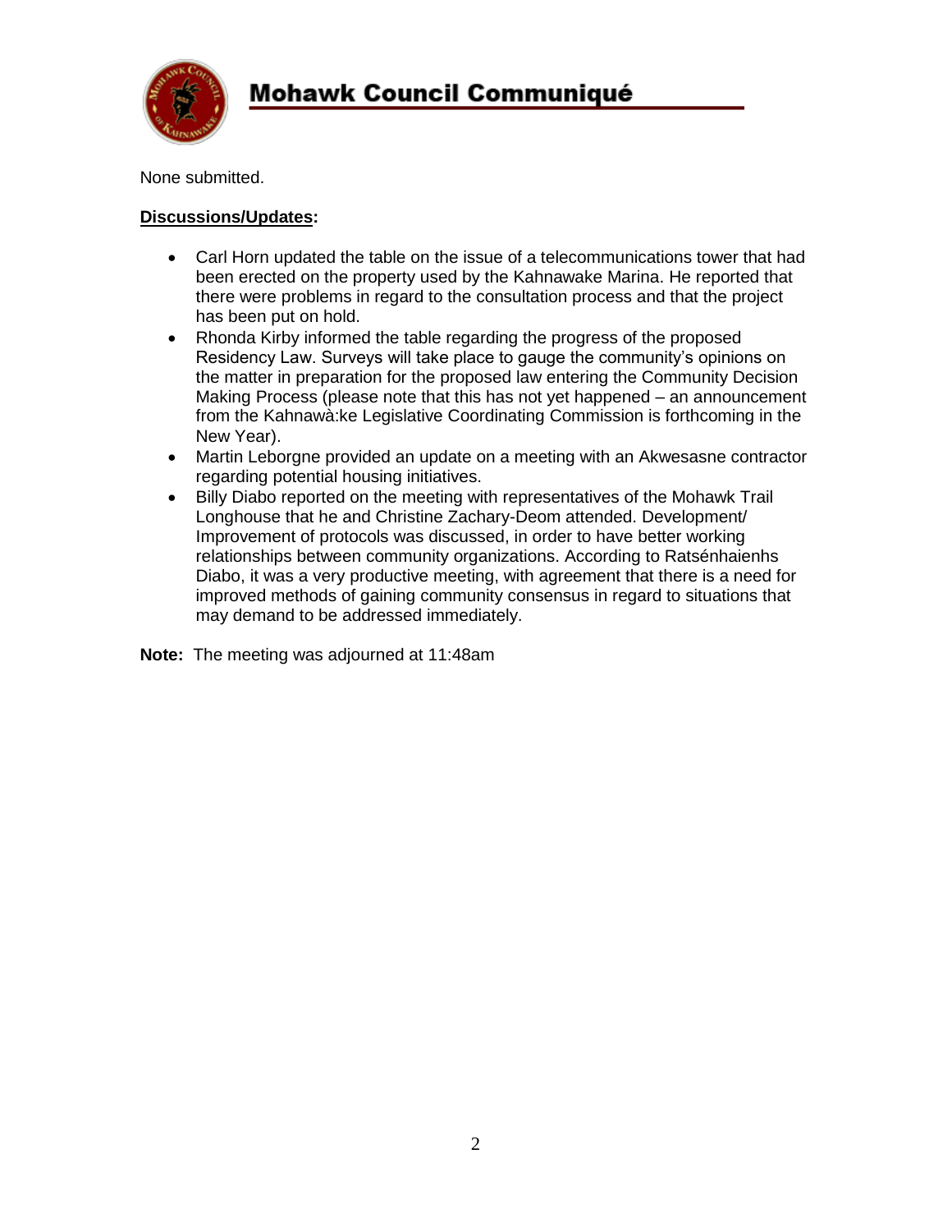None submitted.

**Discussions/Updates:**

- Carl Horn updated the table on the issue of a telecommunications tower that had been erected on the property used by the Kahnawake Marina. He reported that there were problems in regard to the consultation process and that the project has been put on hold.
- Rhonda Kirby informed the table regarding the progress of the proposed Residency Law. Surveys will take place to gauge the community's opinions on the matter in preparation for the proposed law entering the Community Decision Making Process (please note that this has not yet happened – an announcement from the Kahnawà:ke Legislative Coordinating Commission is forthcoming in the New Year).
- Martin Leborgne provided an update on a meeting with an Akwesasne contractor regarding potential housing initiatives.
- Billy Diabo reported on the meeting with representatives of the Mohawk Trail Longhouse that he and Christine Zachary-Deom attended. Development/ Improvement of protocols was discussed, in order to have better working relationships between community organizations. According to Ratsénhaienhs Diabo, it was a very productive meeting, with agreement that there is a need for improved methods of gaining community consensus in regard to situations that may demand to be addressed immediately.

**Note:** The meeting was adjourned at 11:48am